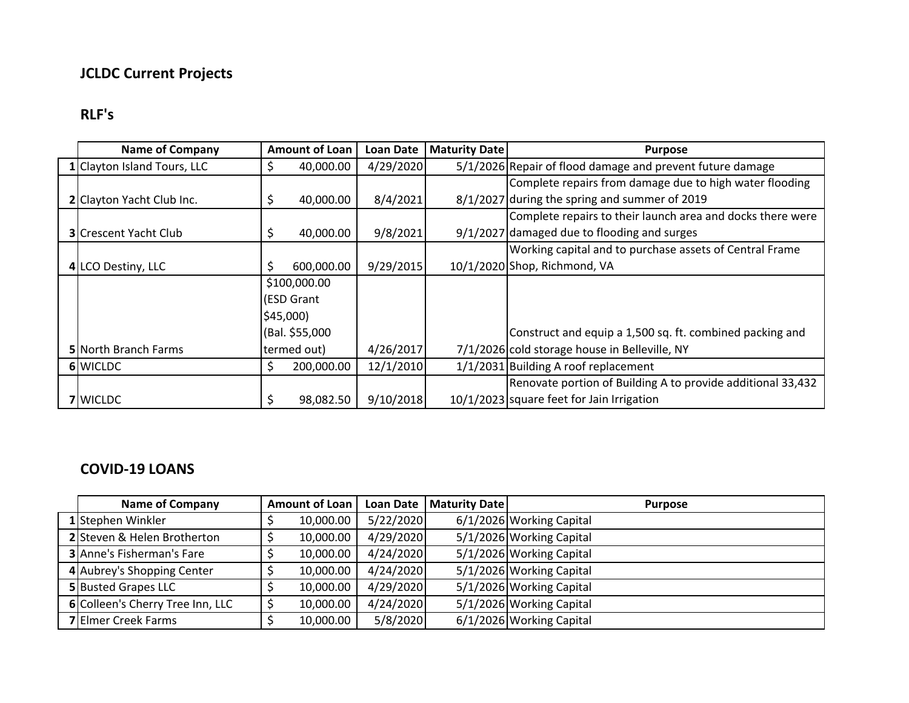# JCLDC Current Projects

## RLF's

| | Name of Company | Amount of Loan | Loan Date | Maturity Date | Purpose |
|---|---|---|---|---|---|
| 1 | Clayton Island Tours, LLC | $ 40,000.00 | 4/29/2020 | 5/1/2026 | Repair of flood damage and prevent future damage |
| 2 | Clayton Yacht Club Inc. | $ 40,000.00 | 8/4/2021 | 8/1/2027 | Complete repairs from damage due to high water flooding during the spring and summer of 2019 |
| 3 | Crescent Yacht Club | $ 40,000.00 | 9/8/2021 | 9/1/2027 | Complete repairs to their launch area and docks there were damaged due to flooding and surges |
| 4 | LCO Destiny, LLC | $ 600,000.00 | 9/29/2015 | 10/1/2020 | Working capital and to purchase assets of Central Frame Shop, Richmond, VA |
| 5 | North Branch Farms | $100,000.00 (ESD Grant $45,000) (Bal. $55,000 termed out) | 4/26/2017 | 7/1/2026 | Construct and equip a 1,500 sq. ft. combined packing and cold storage house in Belleville, NY |
| 6 | WICLDC | $ 200,000.00 | 12/1/2010 | 1/1/2031 | Building A roof replacement |
| 7 | WICLDC | $ 98,082.50 | 9/10/2018 | 10/1/2023 | Renovate portion of Building A to provide additional 33,432 square feet for Jain Irrigation |

## COVID-19 LOANS

| | Name of Company | Amount of Loan | Loan Date | Maturity Date | Purpose |
|---|---|---|---|---|---|
| 1 | Stephen Winkler | $ 10,000.00 | 5/22/2020 | 6/1/2026 | Working Capital |
| 2 | Steven & Helen Brotherton | $ 10,000.00 | 4/29/2020 | 5/1/2026 | Working Capital |
| 3 | Anne's Fisherman's Fare | $ 10,000.00 | 4/24/2020 | 5/1/2026 | Working Capital |
| 4 | Aubrey's Shopping Center | $ 10,000.00 | 4/24/2020 | 5/1/2026 | Working Capital |
| 5 | Busted Grapes LLC | $ 10,000.00 | 4/29/2020 | 5/1/2026 | Working Capital |
| 6 | Colleen's Cherry Tree Inn, LLC | $ 10,000.00 | 4/24/2020 | 5/1/2026 | Working Capital |
| 7 | Elmer Creek Farms | $ 10,000.00 | 5/8/2020 | 6/1/2026 | Working Capital |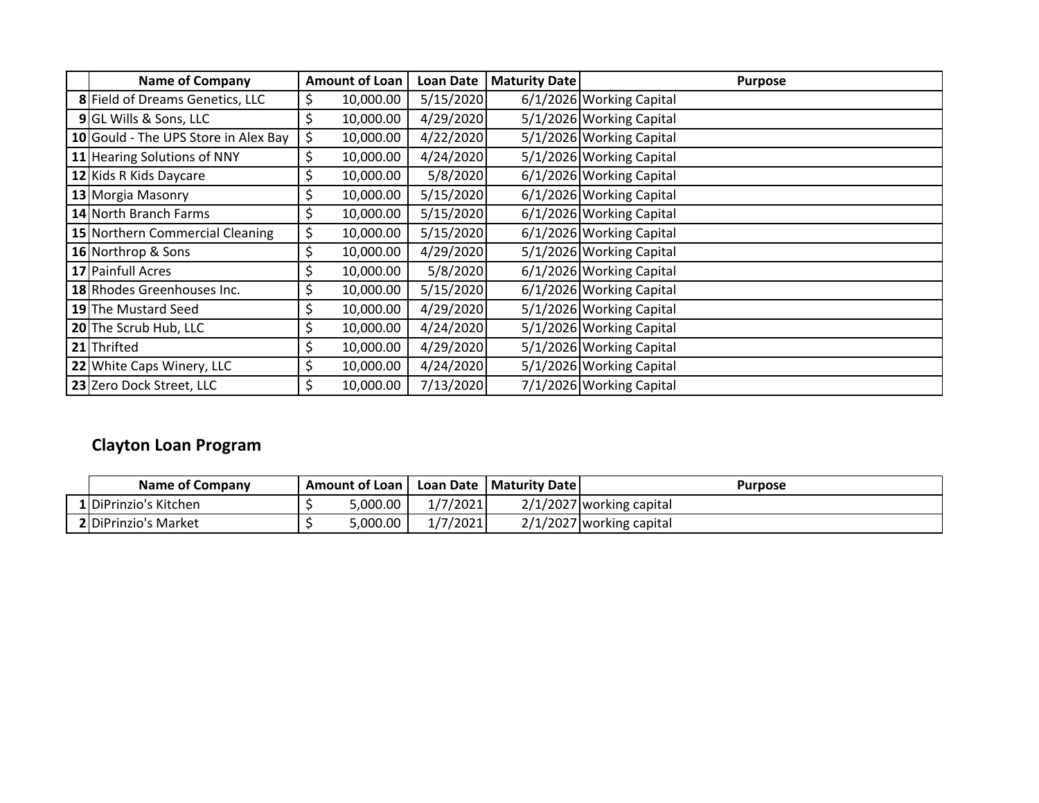| | Name of Company | Amount of Loan | Loan Date | Maturity Date | Purpose |
|---|---|---|---|---|---|
| 8 | Field of Dreams Genetics, LLC | $ 10,000.00 | 5/15/2020 | 6/1/2026 | Working Capital |
| 9 | GL Wills & Sons, LLC | $ 10,000.00 | 4/29/2020 | 5/1/2026 | Working Capital |
| 10 | Gould - The UPS Store in Alex Bay | $ 10,000.00 | 4/22/2020 | 5/1/2026 | Working Capital |
| 11 | Hearing Solutions of NNY | $ 10,000.00 | 4/24/2020 | 5/1/2026 | Working Capital |
| 12 | Kids R Kids Daycare | $ 10,000.00 | 5/8/2020 | 6/1/2026 | Working Capital |
| 13 | Morgia Masonry | $ 10,000.00 | 5/15/2020 | 6/1/2026 | Working Capital |
| 14 | North Branch Farms | $ 10,000.00 | 5/15/2020 | 6/1/2026 | Working Capital |
| 15 | Northern Commercial Cleaning | $ 10,000.00 | 5/15/2020 | 6/1/2026 | Working Capital |
| 16 | Northrop & Sons | $ 10,000.00 | 4/29/2020 | 5/1/2026 | Working Capital |
| 17 | Painfull Acres | $ 10,000.00 | 5/8/2020 | 6/1/2026 | Working Capital |
| 18 | Rhodes Greenhouses Inc. | $ 10,000.00 | 5/15/2020 | 6/1/2026 | Working Capital |
| 19 | The Mustard Seed | $ 10,000.00 | 4/29/2020 | 5/1/2026 | Working Capital |
| 20 | The Scrub Hub, LLC | $ 10,000.00 | 4/24/2020 | 5/1/2026 | Working Capital |
| 21 | Thrifted | $ 10,000.00 | 4/29/2020 | 5/1/2026 | Working Capital |
| 22 | White Caps Winery, LLC | $ 10,000.00 | 4/24/2020 | 5/1/2026 | Working Capital |
| 23 | Zero Dock Street, LLC | $ 10,000.00 | 7/13/2020 | 7/1/2026 | Working Capital |

## Clayton Loan Program

| | Name of Company | Amount of Loan | Loan Date | Maturity Date | Purpose |
|---|---|---|---|---|---|
| 1 | DiPrinzio's Kitchen | $ 5,000.00 | 1/7/2021 | 2/1/2027 | working capital |
| 2 | DiPrinzio's Market | $ 5,000.00 | 1/7/2021 | 2/1/2027 | working capital |